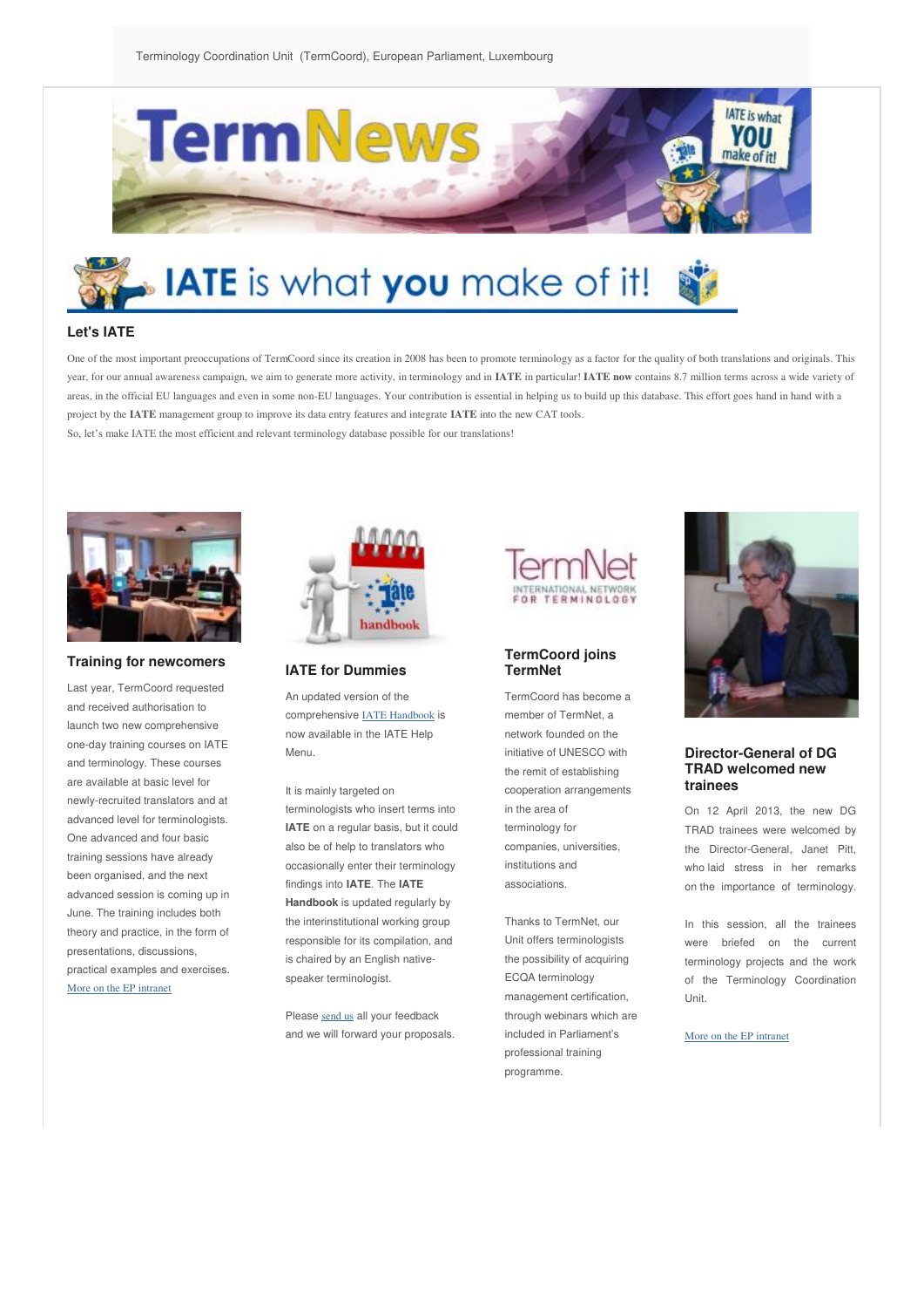Terminology Coordination Unit (TermCoord), European Parliament, Luxembourg

# TermNews

## IATE is what you make of it!

### Let's IATE

One of the most important preoccupations of TermCoord since its creation in 2008 has been to promote terminology as a factor for the quality of both translations and originals. This year, for our annual awareness campaign, we aim to generate more activity, in terminology and in **IATE** in particular! **IATE now** contains 8.7 million terms across a wide variety of areas, in the official EU languages and even in some non-EU languages. Your contribution is essential in helping us to build up this database. This effort goes hand in hand with a project by the **IATE** management group to improve its data entry features and integrate **IATE** into the new CAT tools.

So, let's make IATE the most efficient and relevant terminology database possible for our translations!

### Training for newcomers

Last year, TermCoord requested and received authorisation to launch two new comprehensive one-day training courses on IATE and terminology. These courses are available at basic level for newly-recruited translators and at advanced level for terminologists. One advanced and four basic training sessions have already been organised, and the next advanced session is coming up in June. The training includes both theory and practice, in the form of presentations, discussions, practical examples and exercises.

More on the EP intranet

### IATE for Dummies

An updated version of the comprehensive IATE Handbook is now available in the IATE Help Menu.

It is mainly targeted on terminologists who insert terms into **IATE** on a regular basis, but it could also be of help to translators who occasionally enter their terminology findings into **IATE**. The **IATE Handbook** is updated regularly by the interinstitutional working group responsible for its compilation, and is chaired by an English native-speaker terminologist.

Please send us all your feedback and we will forward your proposals.

### TermCoord joins TermNet

TermCoord has become a member of TermNet, a network founded on the initiative of UNESCO with the remit of establishing cooperation arrangements in the area of terminology for companies, universities, institutions and associations.

Thanks to TermNet, our Unit offers terminologists the possibility of acquiring ECQA terminology management certification, through webinars which are included in Parliament's professional training programme.

### Director-General of DG TRAD welcomed new trainees

On 12 April 2013, the new DG TRAD trainees were welcomed by the Director-General, Janet Pitt, who laid stress in her remarks on the importance of terminology.

In this session, all the trainees were briefed on the current terminology projects and the work of the Terminology Coordination Unit.

More on the EP intranet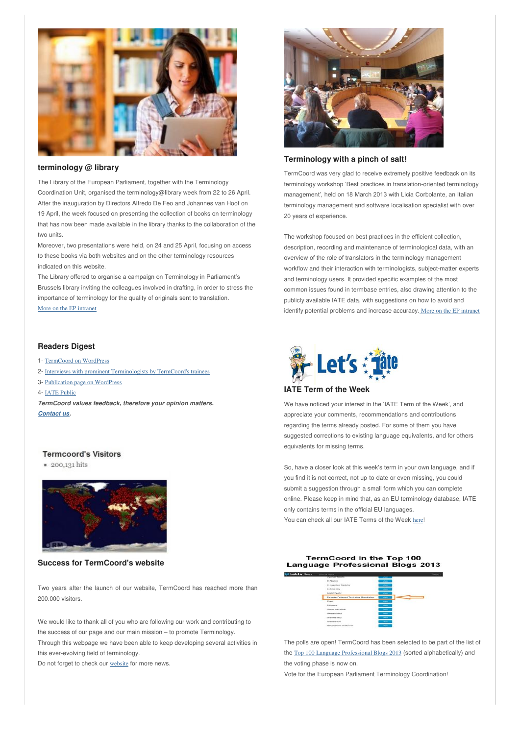## terminology @ library

The Library of the European Parliament, together with the Terminology Coordination Unit, organised the terminology@library week from 22 to 26 April. After the inauguration by Directors Alfredo De Feo and Johannes van Hoof on 19 April, the week focused on presenting the collection of books on terminology that has now been made available in the library thanks to the collaboration of the two units.

Moreover, two presentations were held, on 24 and 25 April, focusing on access to these books via both websites and on the other terminology resources indicated on this website.

The Library offered to organise a campaign on Terminology in Parliament's Brussels library inviting the colleagues involved in drafting, in order to stress the importance of terminology for the quality of originals sent to translation.

More on the EP intranet

## Readers Digest

1- TermCoord on WordPress

2- Interviews with prominent Terminologists by TermCoord's trainees

3- Publication page on WordPress

4- IATE Public

***TermCoord values feedback, therefore your opinion matters. Contact us.***

Termcoord's Visitors

- 200,131 hits

## Success for TermCoord's website

Two years after the launch of our website, TermCoord has reached more than 200.000 visitors.

We would like to thank all of you who are following our work and contributing to the success of our page and our main mission – to promote Terminology. Through this webpage we have been able to keep developing several activities in this ever-evolving field of terminology.

Do not forget to check our website for more news.

## Terminology with a pinch of salt!

TermCoord was very glad to receive extremely positive feedback on its terminology workshop 'Best practices in translation-oriented terminology management', held on 18 March 2013 with Licia Corbolante, an Italian terminology management and software localisation specialist with over 20 years of experience.

The workshop focused on best practices in the efficient collection, description, recording and maintenance of terminological data, with an overview of the role of translators in the terminology management workflow and their interaction with terminologists, subject-matter experts and terminology users. It provided specific examples of the most common issues found in termbase entries, also drawing attention to the publicly available IATE data, with suggestions on how to avoid and identify potential problems and increase accuracy. More on the EP intranet

Let's Iate

## IATE Term of the Week

We have noticed your interest in the 'IATE Term of the Week', and appreciate your comments, recommendations and contributions regarding the terms already posted. For some of them you have suggested corrections to existing language equivalents, and for others equivalents for missing terms.

So, have a closer look at this week's term in your own language, and if you find it is not correct, not up-to-date or even missing, you could submit a suggestion through a small form which you can complete online. Please keep in mind that, as an EU terminology database, IATE only contains terms in the official EU languages.

You can check all our IATE Terms of the Week here!

TermCoord in the Top 100 Language Professional Blogs 2013

The polls are open! TermCoord has been selected to be part of the list of the Top 100 Language Professional Blogs 2013 (sorted alphabetically) and the voting phase is now on.

Vote for the European Parliament Terminology Coordination!